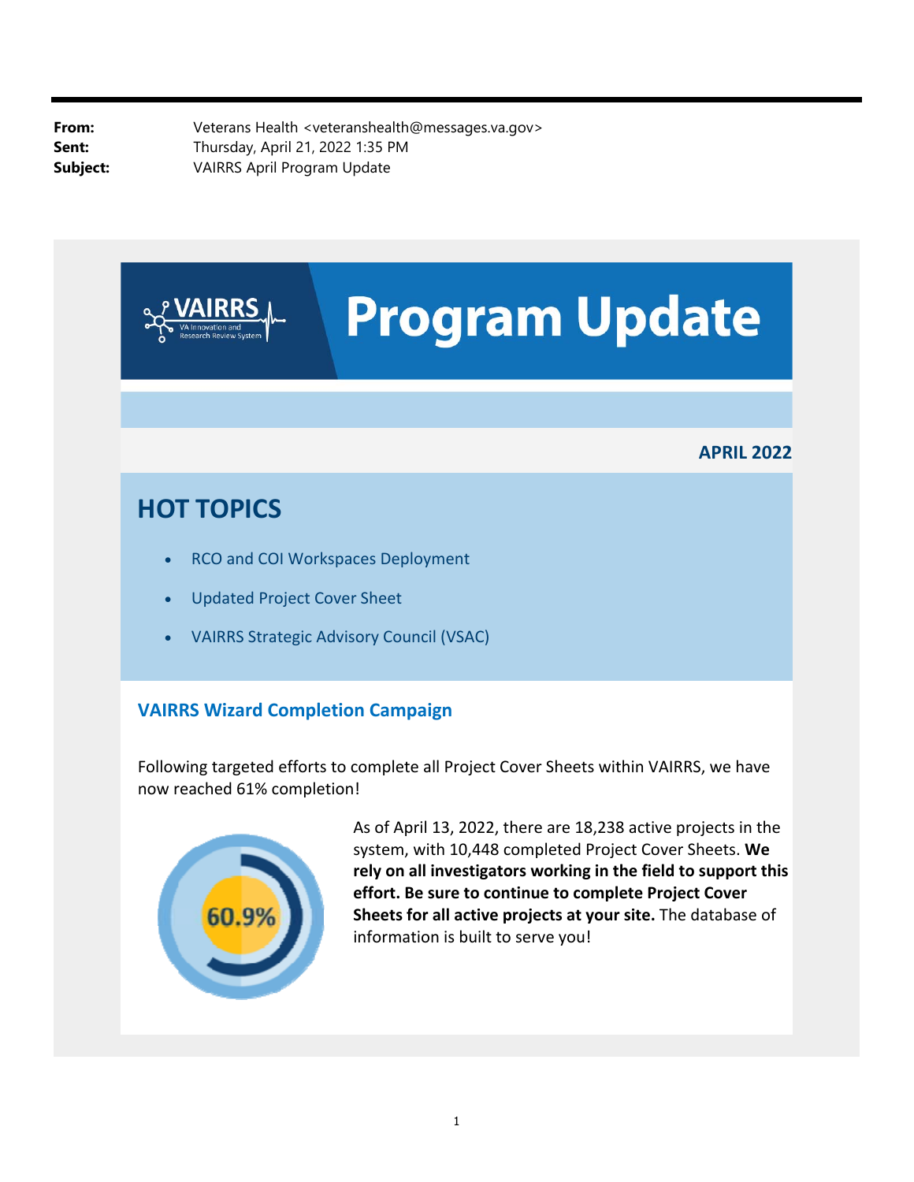**From:** Veterans Health <veteranshealth@messages.va.gov>
**Sent:** Thursday, April 21, 2022 1:35 PM
**Subject:** VAIRRS April Program Update

# Program Update

**APRIL 2022**

## HOT TOPICS

- RCO and COI Workspaces Deployment
- Updated Project Cover Sheet
- VAIRRS Strategic Advisory Council (VSAC)

### VAIRRS Wizard Completion Campaign

Following targeted efforts to complete all Project Cover Sheets within VAIRRS, we have now reached 61% completion!

60.9%

As of April 13, 2022, there are 18,238 active projects in the system, with 10,448 completed Project Cover Sheets. **We rely on all investigators working in the field to support this effort. Be sure to continue to complete Project Cover Sheets for all active projects at your site.** The database of information is built to serve you!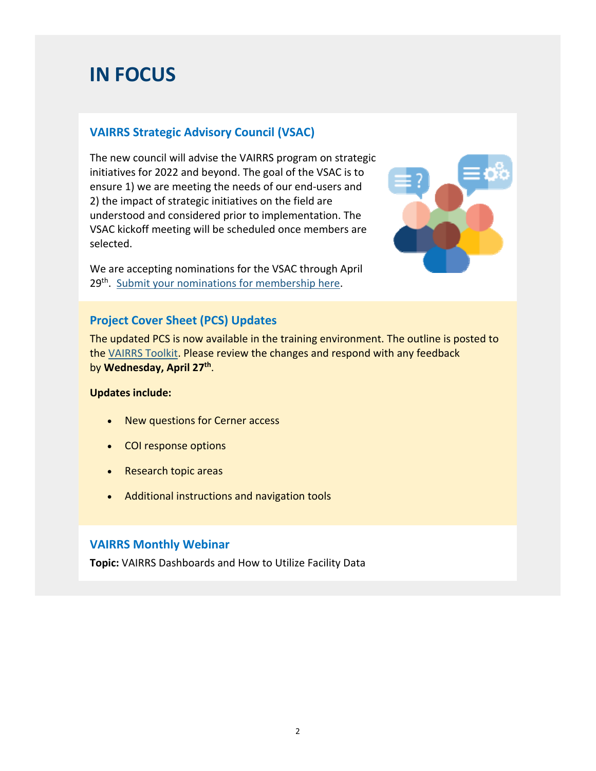# IN FOCUS

## VAIRRS Strategic Advisory Council (VSAC)

The new council will advise the VAIRRS program on strategic initiatives for 2022 and beyond. The goal of the VSAC is to ensure 1) we are meeting the needs of our end-users and 2) the impact of strategic initiatives on the field are understood and considered prior to implementation. The VSAC kickoff meeting will be scheduled once members are selected.

We are accepting nominations for the VSAC through April 29th. Submit your nominations for membership here.

## Project Cover Sheet (PCS) Updates

The updated PCS is now available in the training environment. The outline is posted to the VAIRRS Toolkit. Please review the changes and respond with any feedback by **Wednesday, April 27th**.

**Updates include:**

- New questions for Cerner access
- COI response options
- Research topic areas
- Additional instructions and navigation tools

## VAIRRS Monthly Webinar

**Topic:** VAIRRS Dashboards and How to Utilize Facility Data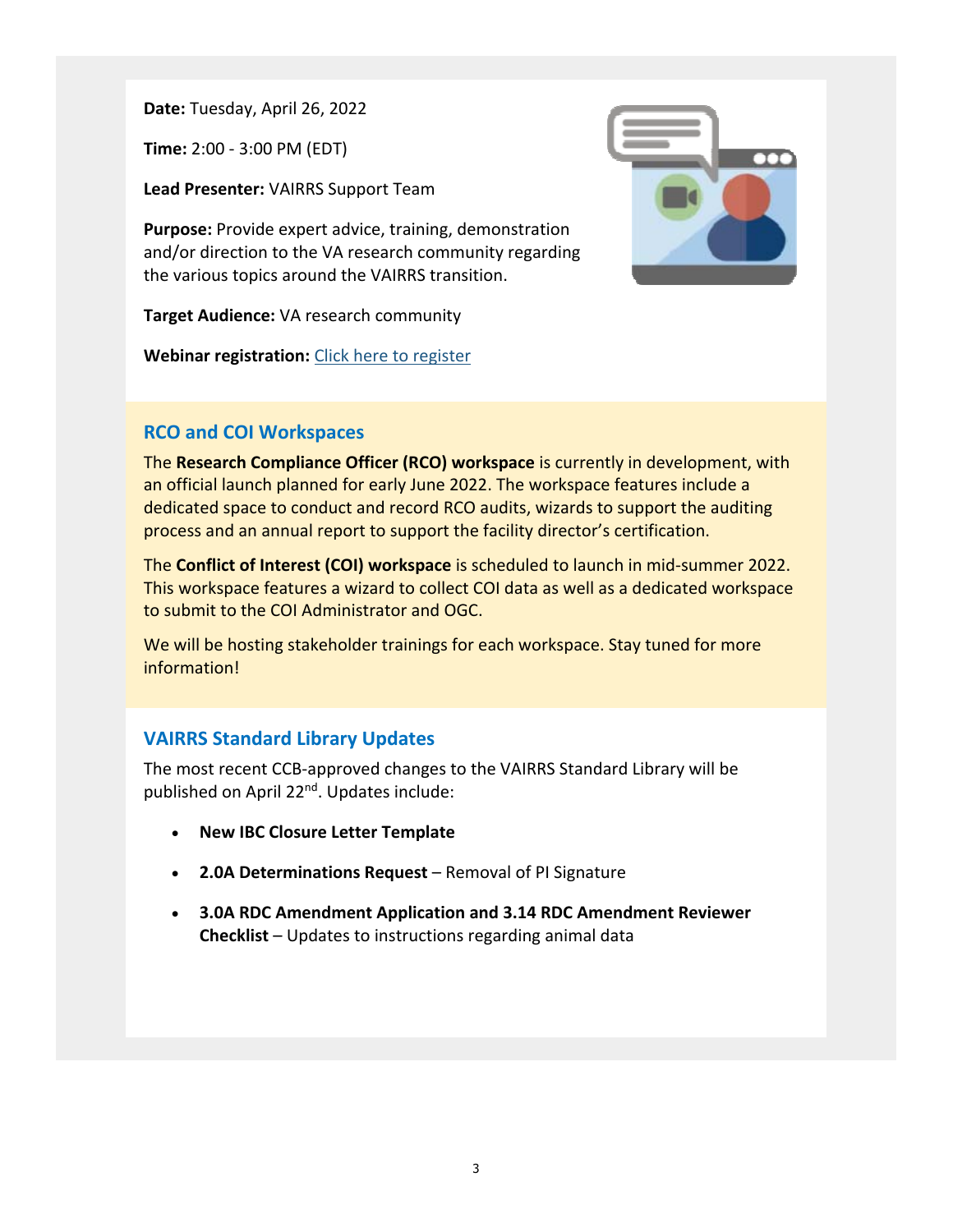**Date:** Tuesday, April 26, 2022

**Time:** 2:00 - 3:00 PM (EDT)

**Lead Presenter:** VAIRRS Support Team

**Purpose:** Provide expert advice, training, demonstration and/or direction to the VA research community regarding the various topics around the VAIRRS transition.

**Target Audience:** VA research community

**Webinar registration:** Click here to register

## RCO and COI Workspaces

The **Research Compliance Officer (RCO) workspace** is currently in development, with an official launch planned for early June 2022. The workspace features include a dedicated space to conduct and record RCO audits, wizards to support the auditing process and an annual report to support the facility director's certification.

The **Conflict of Interest (COI) workspace** is scheduled to launch in mid-summer 2022. This workspace features a wizard to collect COI data as well as a dedicated workspace to submit to the COI Administrator and OGC.

We will be hosting stakeholder trainings for each workspace. Stay tuned for more information!

## VAIRRS Standard Library Updates

The most recent CCB-approved changes to the VAIRRS Standard Library will be published on April 22nd. Updates include:

- **New IBC Closure Letter Template**
- **2.0A Determinations Request** – Removal of PI Signature
- **3.0A RDC Amendment Application and 3.14 RDC Amendment Reviewer Checklist** – Updates to instructions regarding animal data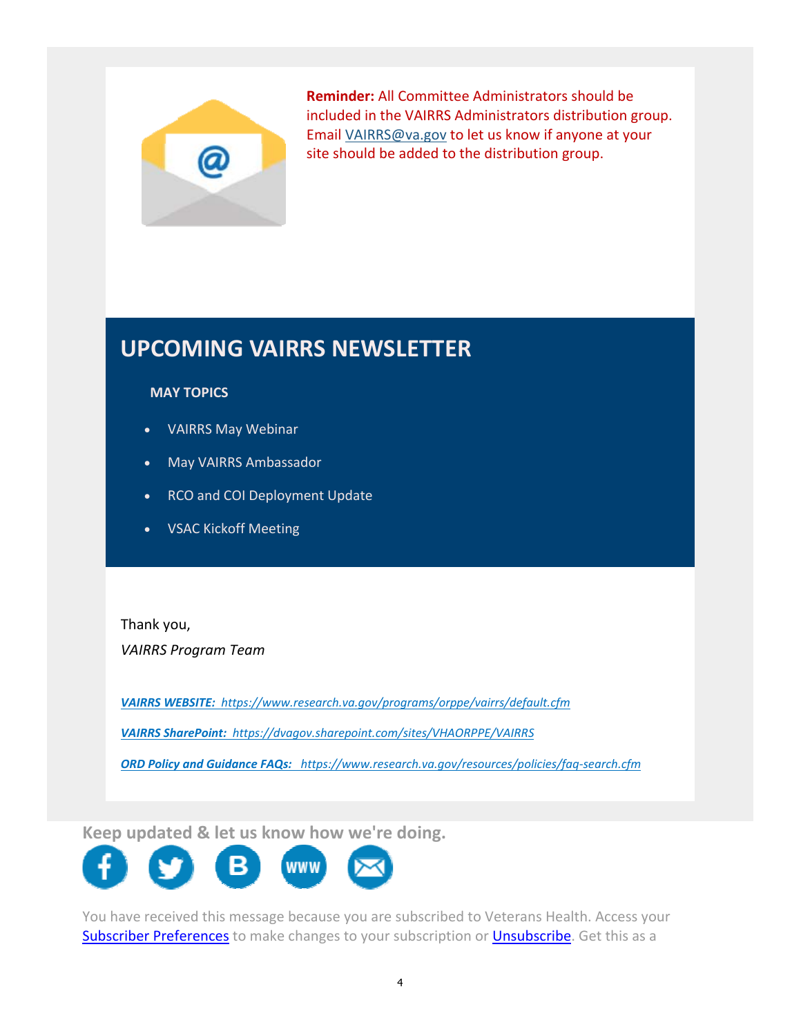**Reminder:** All Committee Administrators should be included in the VAIRRS Administrators distribution group. Email [VAIRRS@va.gov](mailto:VAIRRS@va.gov) to let us know if anyone at your site should be added to the distribution group.

## UPCOMING VAIRRS NEWSLETTER

**MAY TOPICS**

- VAIRRS May Webinar
- May VAIRRS Ambassador
- RCO and COI Deployment Update
- VSAC Kickoff Meeting

Thank you,

*VAIRRS Program Team*

***VAIRRS WEBSITE:*** *https://www.research.va.gov/programs/orppe/vairrs/default.cfm*

***VAIRRS SharePoint:*** *https://dvagov.sharepoint.com/sites/VHAORPPE/VAIRRS*

***ORD Policy and Guidance FAQs:*** *https://www.research.va.gov/resources/policies/faq-search.cfm*

**Keep updated & let us know how we're doing.**

You have received this message because you are subscribed to Veterans Health. Access your Subscriber Preferences to make changes to your subscription or Unsubscribe. Get this as a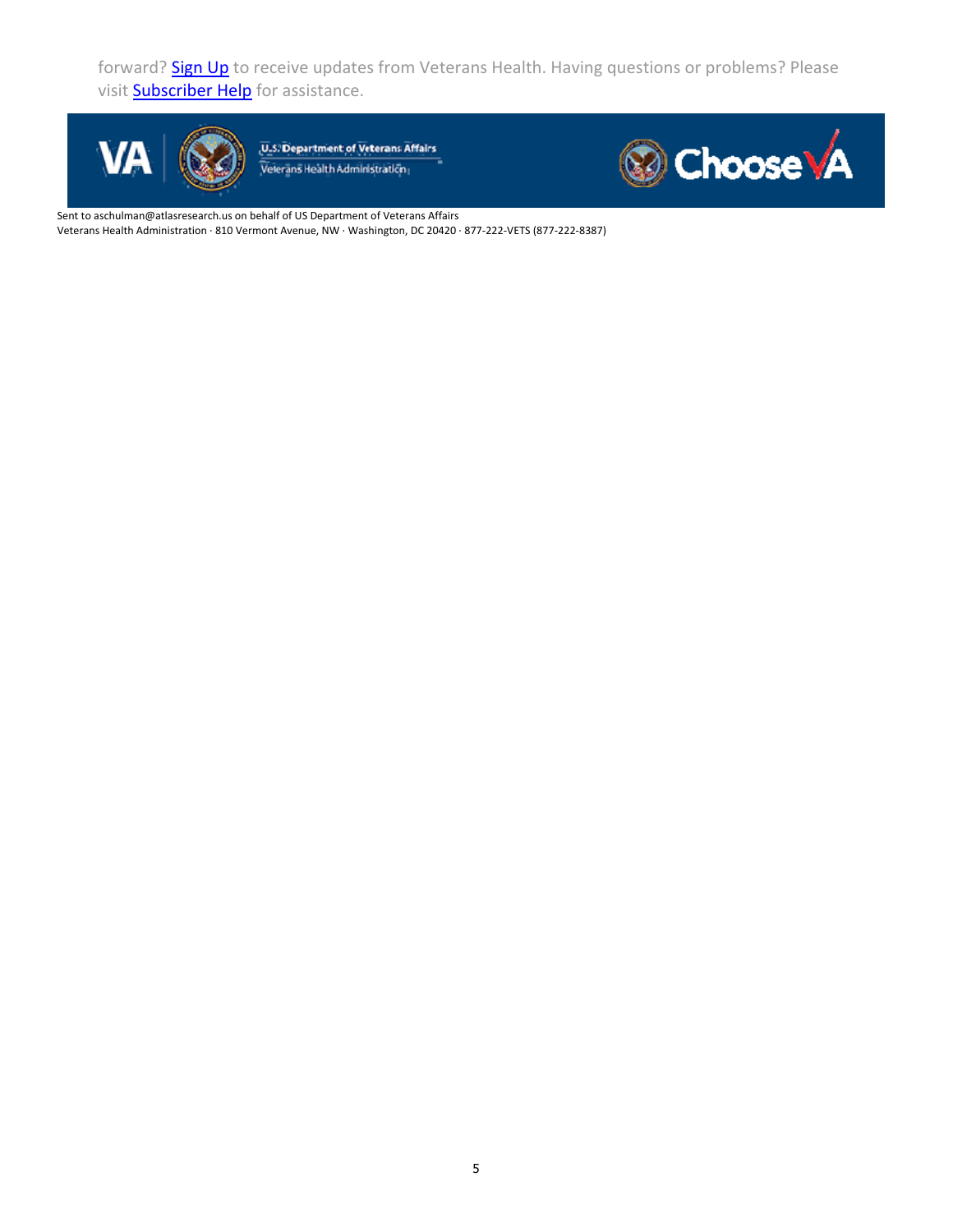forward? Sign Up to receive updates from Veterans Health. Having questions or problems? Please visit Subscriber Help for assistance.

Sent to aschulman@atlasresearch.us on behalf of US Department of Veterans Affairs
Veterans Health Administration · 810 Vermont Avenue, NW · Washington, DC 20420 · 877-222-VETS (877-222-8387)